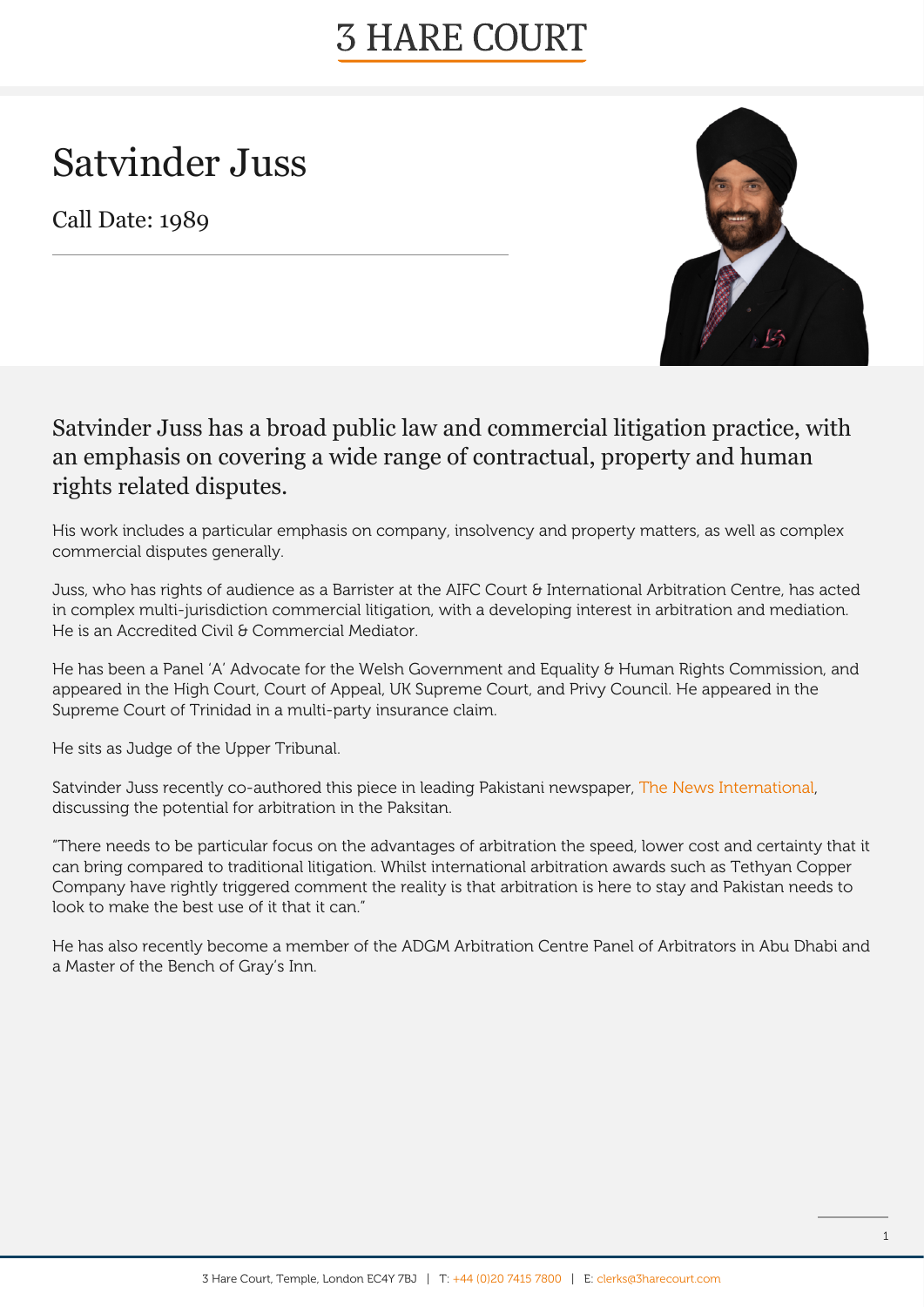# 3 HARE COURT

# Satvinder Juss

Call Date: 1989

## Satvinder Juss has a broad public law and commercial litigation practice, with an emphasis on covering a wide range of contractual, property and human rights related disputes.

His work includes a particular emphasis on company, insolvency and property matters, as well as complex commercial disputes generally.

Juss, who has rights of audience as a Barrister at the AIFC Court & International Arbitration Centre, has acted in complex multi-jurisdiction commercial litigation, with a developing interest in arbitration and mediation. He is an Accredited Civil & Commercial Mediator.

He has been a Panel 'A' Advocate for the Welsh Government and Equality & Human Rights Commission, and appeared in the High Court, Court of Appeal, UK Supreme Court, and Privy Council. He appeared in the Supreme Court of Trinidad in a multi-party insurance claim.

He sits as Judge of the Upper Tribunal.

Satvinder Juss recently co-authored this piece in leading Pakistani newspaper, The News International, discussing the potential for arbitration in the Paksitan.

"There needs to be particular focus on the advantages of arbitration the speed, lower cost and certainty that it can bring compared to traditional litigation. Whilst international arbitration awards such as Tethyan Copper Company have rightly triggered comment the reality is that arbitration is here to stay and Pakistan needs to look to make the best use of it that it can."

He has also recently become a member of the ADGM Arbitration Centre Panel of Arbitrators in Abu Dhabi and a Master of the Bench of Gray's Inn.

3 Hare Court, Temple, London EC4Y 7BJ | T: +44 (0)20 7415 7800 | E: clerks@3harecourt.com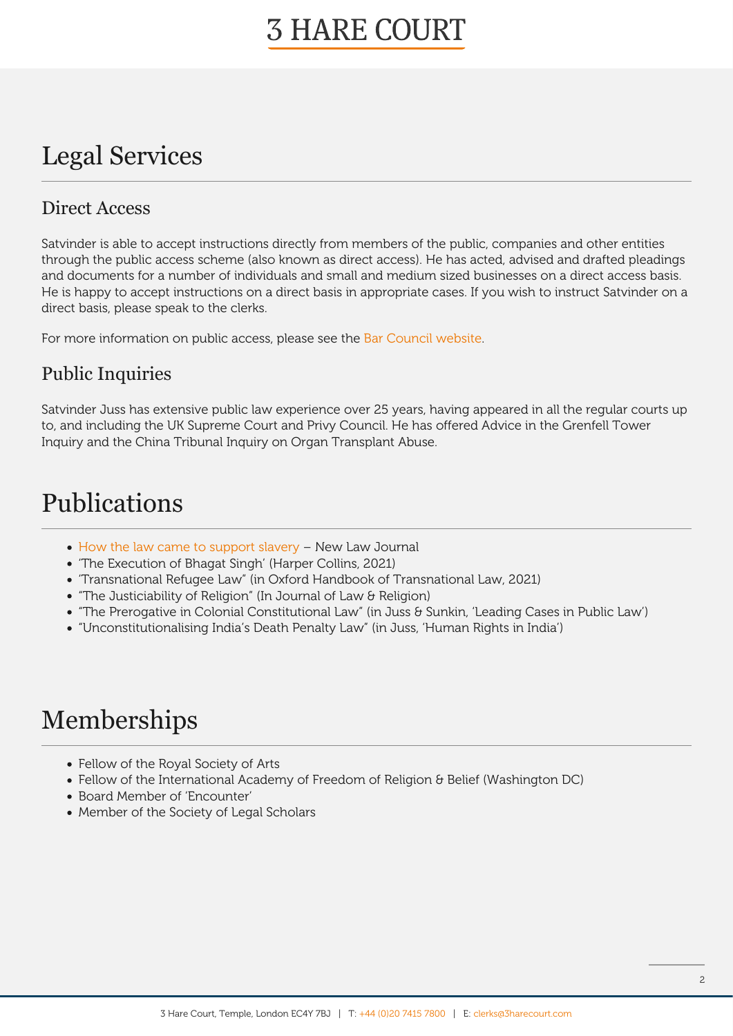# Legal Services

## Direct Access

Satvinder is able to accept instructions directly from members of the public, companies and other entities through the public access scheme (also known as direct access). He has acted, advised and drafted pleadings and documents for a number of individuals and small and medium sized businesses on a direct access basis. He is happy to accept instructions on a direct basis in appropriate cases. If you wish to instruct Satvinder on a direct basis, please speak to the clerks.

For more information on public access, please see the Bar Council website.

## Public Inquiries

Satvinder Juss has extensive public law experience over 25 years, having appeared in all the regular courts up to, and including the UK Supreme Court and Privy Council. He has offered Advice in the Grenfell Tower Inquiry and the China Tribunal Inquiry on Organ Transplant Abuse.

# Publications

- How the law came to support slavery – New Law Journal
- 'The Execution of Bhagat Singh' (Harper Collins, 2021)
- 'Transnational Refugee Law" (in Oxford Handbook of Transnational Law, 2021)
- "The Justiciability of Religion" (In Journal of Law & Religion)
- "The Prerogative in Colonial Constitutional Law" (in Juss & Sunkin, 'Leading Cases in Public Law')
- "Unconstitutionalising India's Death Penalty Law" (in Juss, 'Human Rights in India')

# Memberships

- Fellow of the Royal Society of Arts
- Fellow of the International Academy of Freedom of Religion & Belief (Washington DC)
- Board Member of 'Encounter'
- Member of the Society of Legal Scholars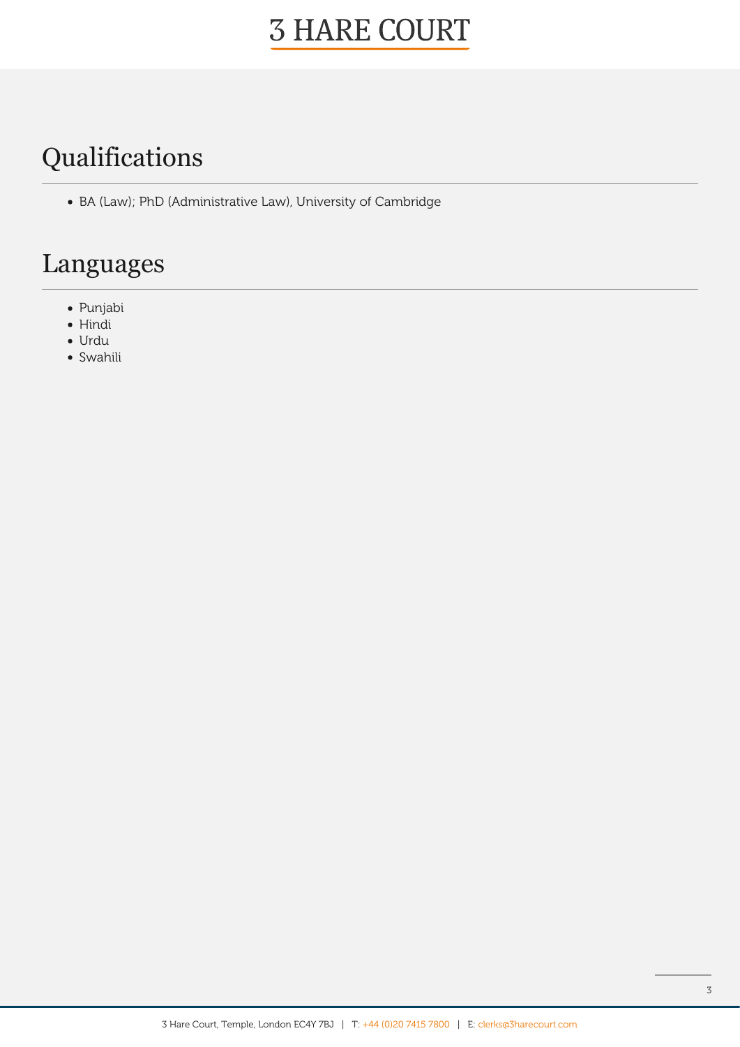## Qualifications

- BA (Law); PhD (Administrative Law), University of Cambridge

## Languages

- Punjabi
- Hindi
- Urdu
- Swahili